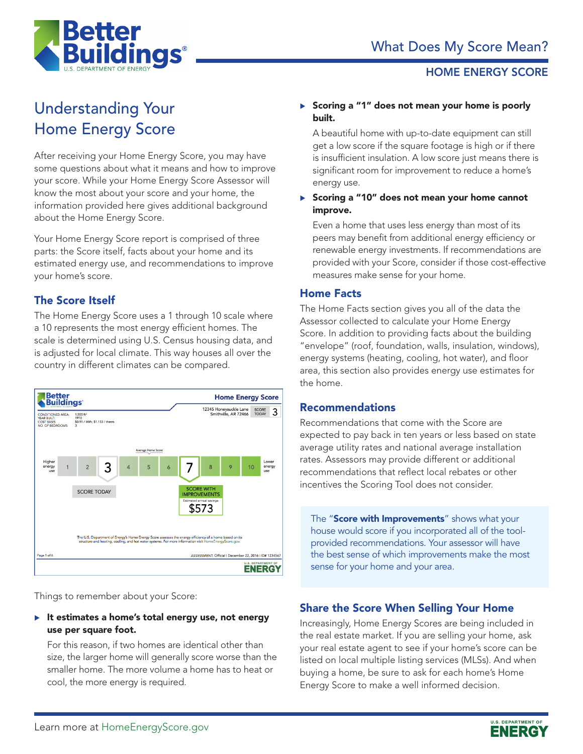# What Does My Score Mean?

## HOME ENERGY SCORE

# Understanding Your Home Energy Score

After receiving your Home Energy Score, you may have some questions about what it means and how to improve your score. While your Home Energy Score Assessor will know the most about your score and your home, the information provided here gives additional background about the Home Energy Score.

Your Home Energy Score report is comprised of three parts: the Score itself, facts about your home and its estimated energy use, and recommendations to improve your home's score.

## The Score Itself

The Home Energy Score uses a 1 through 10 scale where a 10 represents the most energy efficient homes. The scale is determined using U.S. Census housing data, and is adjusted for local climate. This way houses all over the country in different climates can be compared.

Things to remember about your Score:

- **It estimates a home's total energy use, not energy use per square foot.**

  For this reason, if two homes are identical other than size, the larger home will generally score worse than the smaller home. The more volume a home has to heat or cool, the more energy is required.

- **Scoring a "1" does not mean your home is poorly built.**

  A beautiful home with up-to-date equipment can still get a low score if the square footage is high or if there is insufficient insulation. A low score just means there is significant room for improvement to reduce a home's energy use.

- **Scoring a "10" does not mean your home cannot improve.**

  Even a home that uses less energy than most of its peers may benefit from additional energy efficiency or renewable energy investments. If recommendations are provided with your Score, consider if those cost-effective measures make sense for your home.

## Home Facts

The Home Facts section gives you all of the data the Assessor collected to calculate your Home Energy Score. In addition to providing facts about the building "envelope" (roof, foundation, walls, insulation, windows), energy systems (heating, cooling, hot water), and floor area, this section also provides energy use estimates for the home.

## Recommendations

Recommendations that come with the Score are expected to pay back in ten years or less based on state average utility rates and national average installation rates. Assessors may provide different or additional recommendations that reflect local rebates or other incentives the Scoring Tool does not consider.

The "**Score with Improvements**" shows what your house would score if you incorporated all of the tool-provided recommendations. Your assessor will have the best sense of which improvements make the most sense for your home and your area.

## Share the Score When Selling Your Home

Increasingly, Home Energy Scores are being included in the real estate market. If you are selling your home, ask your real estate agent to see if your home's score can be listed on local multiple listing services (MLSs). And when buying a home, be sure to ask for each home's Home Energy Score to make a well informed decision.

Learn more at HomeEnergyScore.gov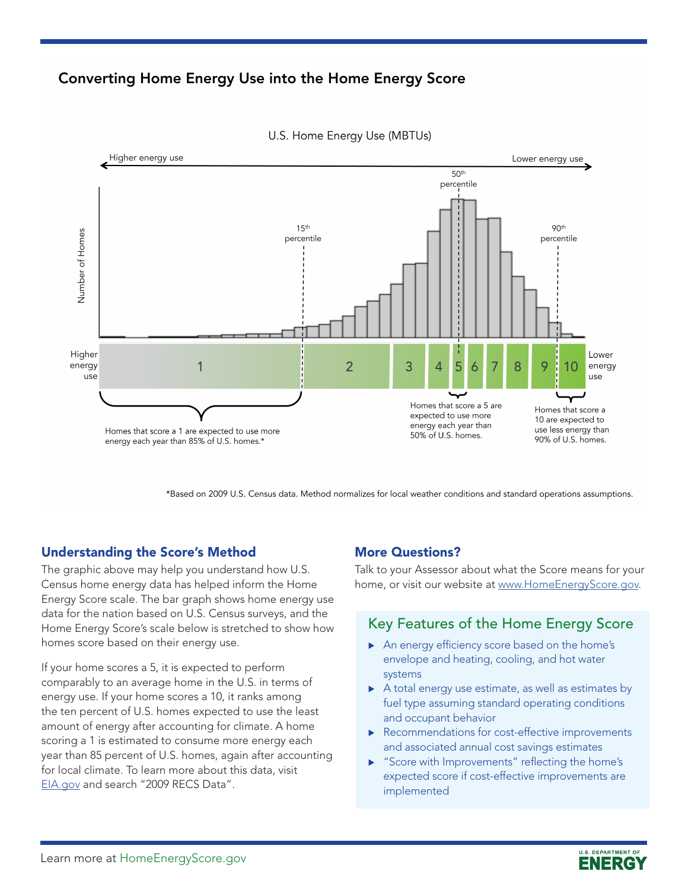## Converting Home Energy Use into the Home Energy Score

U.S. Home Energy Use (MBTUs)

Higher energy use

Lower energy use

Number of Homes

15th percentile

50th percentile

90th percentile

Higher energy use

1 2 3 4 5 6 7 8 9 10

Lower energy use

Homes that score a 1 are expected to use more energy each year than 85% of U.S. homes.*

Homes that score a 5 are expected to use more energy each year than 50% of U.S. homes.

Homes that score a 10 are expected to use less energy than 90% of U.S. homes.

*Based on 2009 U.S. Census data. Method normalizes for local weather conditions and standard operations assumptions.

### Understanding the Score's Method

The graphic above may help you understand how U.S. Census home energy data has helped inform the Home Energy Score scale. The bar graph shows home energy use data for the nation based on U.S. Census surveys, and the Home Energy Score's scale below is stretched to show how homes score based on their energy use.

If your home scores a 5, it is expected to perform comparably to an average home in the U.S. in terms of energy use. If your home scores a 10, it ranks among the ten percent of U.S. homes expected to use the least amount of energy after accounting for climate. A home scoring a 1 is estimated to consume more energy each year than 85 percent of U.S. homes, again after accounting for local climate. To learn more about this data, visit EIA.gov and search "2009 RECS Data".

### More Questions?

Talk to your Assessor about what the Score means for your home, or visit our website at www.HomeEnergyScore.gov.

### Key Features of the Home Energy Score

- An energy efficiency score based on the home's envelope and heating, cooling, and hot water systems
- A total energy use estimate, as well as estimates by fuel type assuming standard operating conditions and occupant behavior
- Recommendations for cost-effective improvements and associated annual cost savings estimates
- "Score with Improvements" reflecting the home's expected score if cost-effective improvements are implemented

Learn more at HomeEnergyScore.gov

U.S. DEPARTMENT OF ENERGY